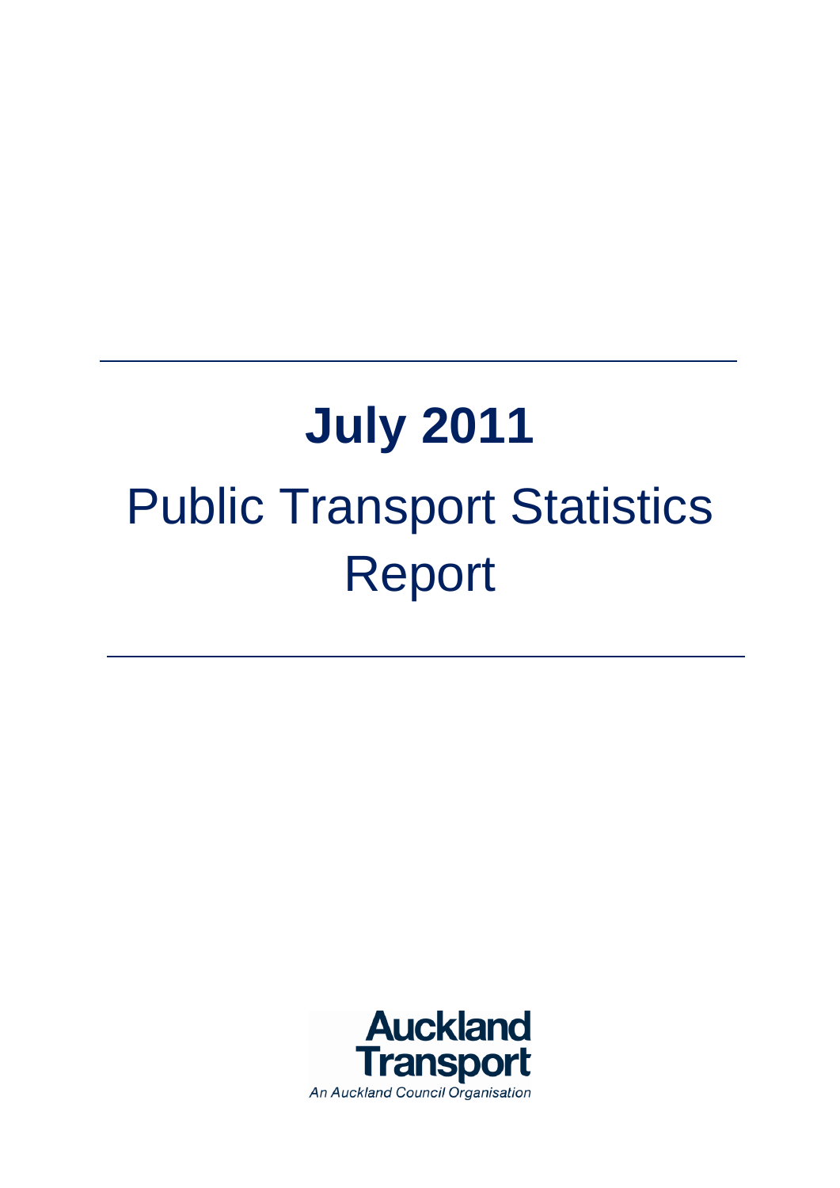# July 2011

# Public Transport Statistics Report

Auckland Transport

*An Auckland Council Organisation*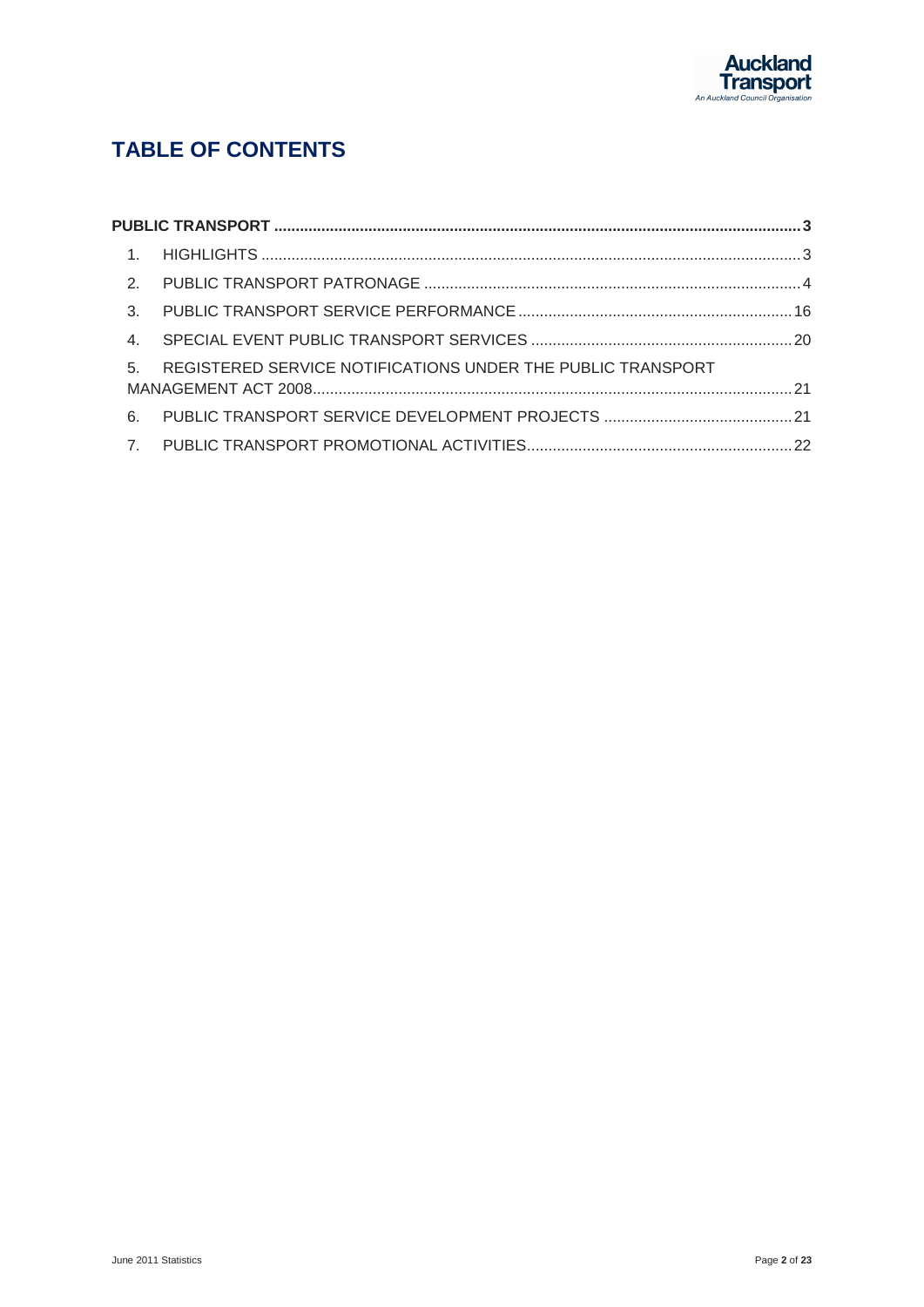# TABLE OF CONTENTS

**PUBLIC TRANSPORT** ........................................................................................................................... **3**

1. HIGHLIGHTS ........................................................................................................................... 3
2. PUBLIC TRANSPORT PATRONAGE ........................................................................................ 4
3. PUBLIC TRANSPORT SERVICE PERFORMANCE ................................................................. 16
4. SPECIAL EVENT PUBLIC TRANSPORT SERVICES .............................................................. 20
5. REGISTERED SERVICE NOTIFICATIONS UNDER THE PUBLIC TRANSPORT MANAGEMENT ACT 2008 ................................................................................................................ 21
6. PUBLIC TRANSPORT SERVICE DEVELOPMENT PROJECTS ............................................. 21
7. PUBLIC TRANSPORT PROMOTIONAL ACTIVITIES ............................................................... 22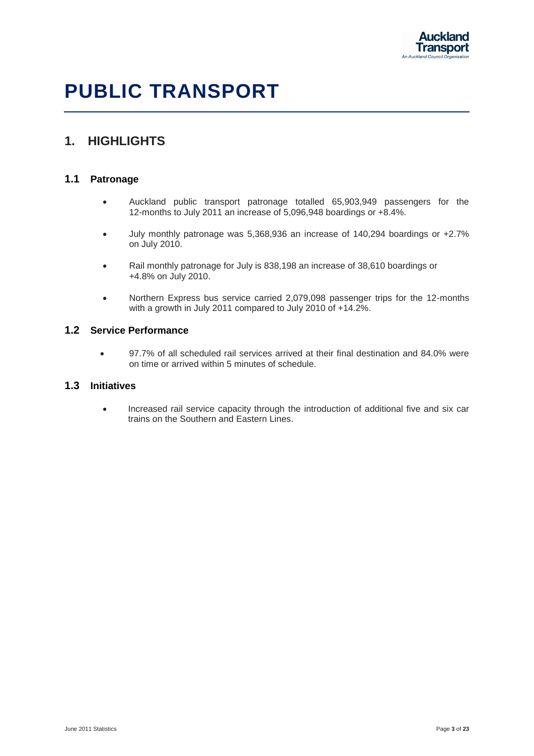# PUBLIC TRANSPORT

## 1. HIGHLIGHTS

### 1.1 Patronage

- Auckland public transport patronage totalled 65,903,949 passengers for the 12-months to July 2011 an increase of 5,096,948 boardings or +8.4%.
- July monthly patronage was 5,368,936 an increase of 140,294 boardings or +2.7% on July 2010.
- Rail monthly patronage for July is 838,198 an increase of 38,610 boardings or +4.8% on July 2010.
- Northern Express bus service carried 2,079,098 passenger trips for the 12-months with a growth in July 2011 compared to July 2010 of +14.2%.

### 1.2 Service Performance

- 97.7% of all scheduled rail services arrived at their final destination and 84.0% were on time or arrived within 5 minutes of schedule.

### 1.3 Initiatives

- Increased rail service capacity through the introduction of additional five and six car trains on the Southern and Eastern Lines.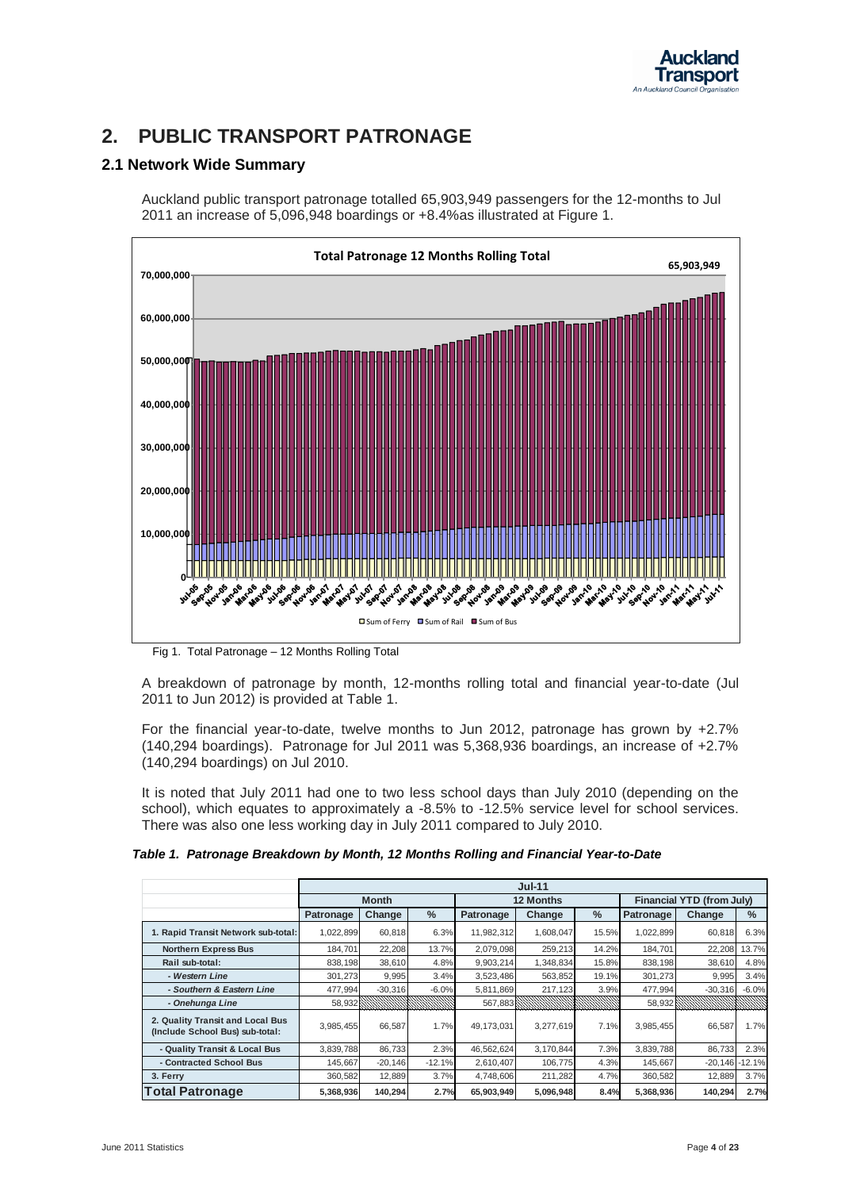# 2. PUBLIC TRANSPORT PATRONAGE

## 2.1 Network Wide Summary

Auckland public transport patronage totalled 65,903,949 passengers for the 12-months to Jul 2011 an increase of 5,096,948 boardings or +8.4%as illustrated at Figure 1.

Fig 1. Total Patronage – 12 Months Rolling Total

A breakdown of patronage by month, 12-months rolling total and financial year-to-date (Jul 2011 to Jun 2012) is provided at Table 1.

For the financial year-to-date, twelve months to Jun 2012, patronage has grown by +2.7% (140,294 boardings). Patronage for Jul 2011 was 5,368,936 boardings, an increase of +2.7% (140,294 boardings) on Jul 2010.

It is noted that July 2011 had one to two less school days than July 2010 (depending on the school), which equates to approximately a -8.5% to -12.5% service level for school services. There was also one less working day in July 2011 compared to July 2010.

***Table 1. Patronage Breakdown by Month, 12 Months Rolling and Financial Year-to-Date***

| | Jul-11 | | | | | | | | |
|---|---|---|---|---|---|---|---|---|---|
| | Month | | | 12 Months | | | Financial YTD (from July) | | |
| | Patronage | Change | % | Patronage | Change | % | Patronage | Change | % |
| **1. Rapid Transit Network sub-total:** | 1,022,899 | 60,818 | 6.3% | 11,982,312 | 1,608,047 | 15.5% | 1,022,899 | 60,818 | 6.3% |
| **Northern Express Bus** | 184,701 | 22,208 | 13.7% | 2,079,098 | 259,213 | 14.2% | 184,701 | 22,208 | 13.7% |
| **Rail sub-total:** | 838,198 | 38,610 | 4.8% | 9,903,214 | 1,348,834 | 15.8% | 838,198 | 38,610 | 4.8% |
| ***- Western Line*** | 301,273 | 9,995 | 3.4% | 3,523,486 | 563,852 | 19.1% | 301,273 | 9,995 | 3.4% |
| ***- Southern & Eastern Line*** | 477,994 | -30,316 | -6.0% | 5,811,869 | 217,123 | 3.9% | 477,994 | -30,316 | -6.0% |
| ***- Onehunga Line*** | 58,932 | | | 567,883 | | | 58,932 | | |
| **2. Quality Transit and Local Bus (Include School Bus) sub-total:** | 3,985,455 | 66,587 | 1.7% | 49,173,031 | 3,277,619 | 7.1% | 3,985,455 | 66,587 | 1.7% |
| **- Quality Transit & Local Bus** | 3,839,788 | 86,733 | 2.3% | 46,562,624 | 3,170,844 | 7.3% | 3,839,788 | 86,733 | 2.3% |
| **- Contracted School Bus** | 145,667 | -20,146 | -12.1% | 2,610,407 | 106,775 | 4.3% | 145,667 | -20,146 | -12.1% |
| **3. Ferry** | 360,582 | 12,889 | 3.7% | 4,748,606 | 211,282 | 4.7% | 360,582 | 12,889 | 3.7% |
| **Total Patronage** | **5,368,936** | **140,294** | **2.7%** | **65,903,949** | **5,096,948** | **8.4%** | **5,368,936** | **140,294** | **2.7%** |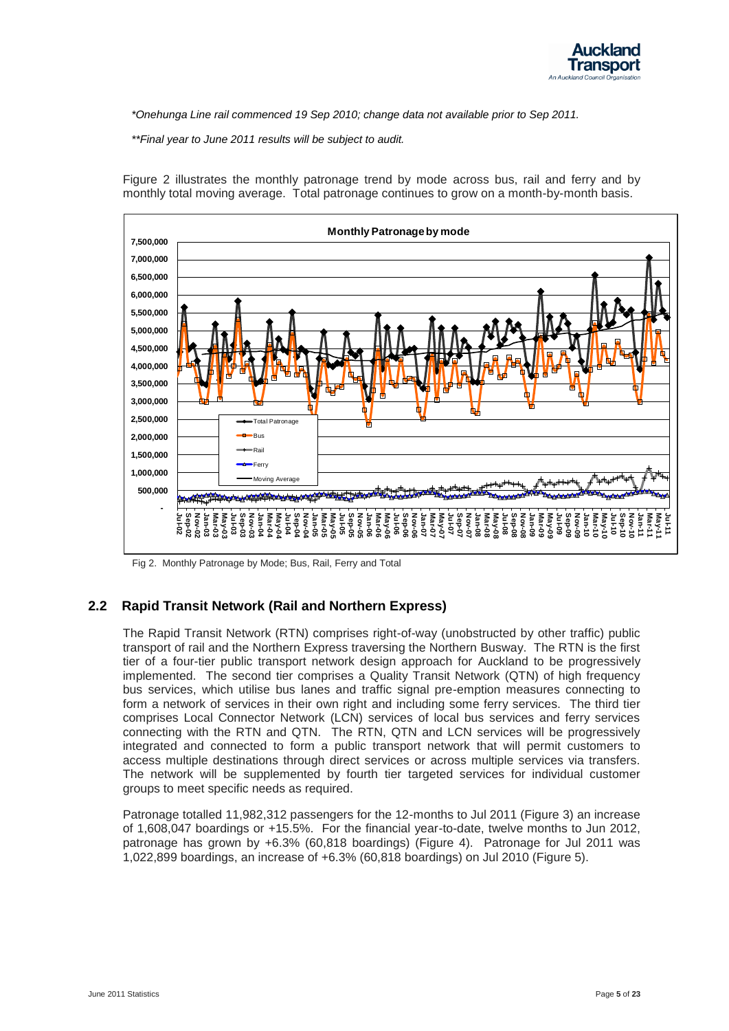*\*Onehunga Line rail commenced 19 Sep 2010; change data not available prior to Sep 2011.*

*\*\*Final year to June 2011 results will be subject to audit.*

Figure 2 illustrates the monthly patronage trend by mode across bus, rail and ferry and by monthly total moving average. Total patronage continues to grow on a month-by-month basis.

Fig 2. Monthly Patronage by Mode; Bus, Rail, Ferry and Total

## 2.2 Rapid Transit Network (Rail and Northern Express)

The Rapid Transit Network (RTN) comprises right-of-way (unobstructed by other traffic) public transport of rail and the Northern Express traversing the Northern Busway. The RTN is the first tier of a four-tier public transport network design approach for Auckland to be progressively implemented. The second tier comprises a Quality Transit Network (QTN) of high frequency bus services, which utilise bus lanes and traffic signal pre-emption measures connecting to form a network of services in their own right and including some ferry services. The third tier comprises Local Connector Network (LCN) services of local bus services and ferry services connecting with the RTN and QTN. The RTN, QTN and LCN services will be progressively integrated and connected to form a public transport network that will permit customers to access multiple destinations through direct services or across multiple services via transfers. The network will be supplemented by fourth tier targeted services for individual customer groups to meet specific needs as required.

Patronage totalled 11,982,312 passengers for the 12-months to Jul 2011 (Figure 3) an increase of 1,608,047 boardings or +15.5%. For the financial year-to-date, twelve months to Jun 2012, patronage has grown by +6.3% (60,818 boardings) (Figure 4). Patronage for Jul 2011 was 1,022,899 boardings, an increase of +6.3% (60,818 boardings) on Jul 2010 (Figure 5).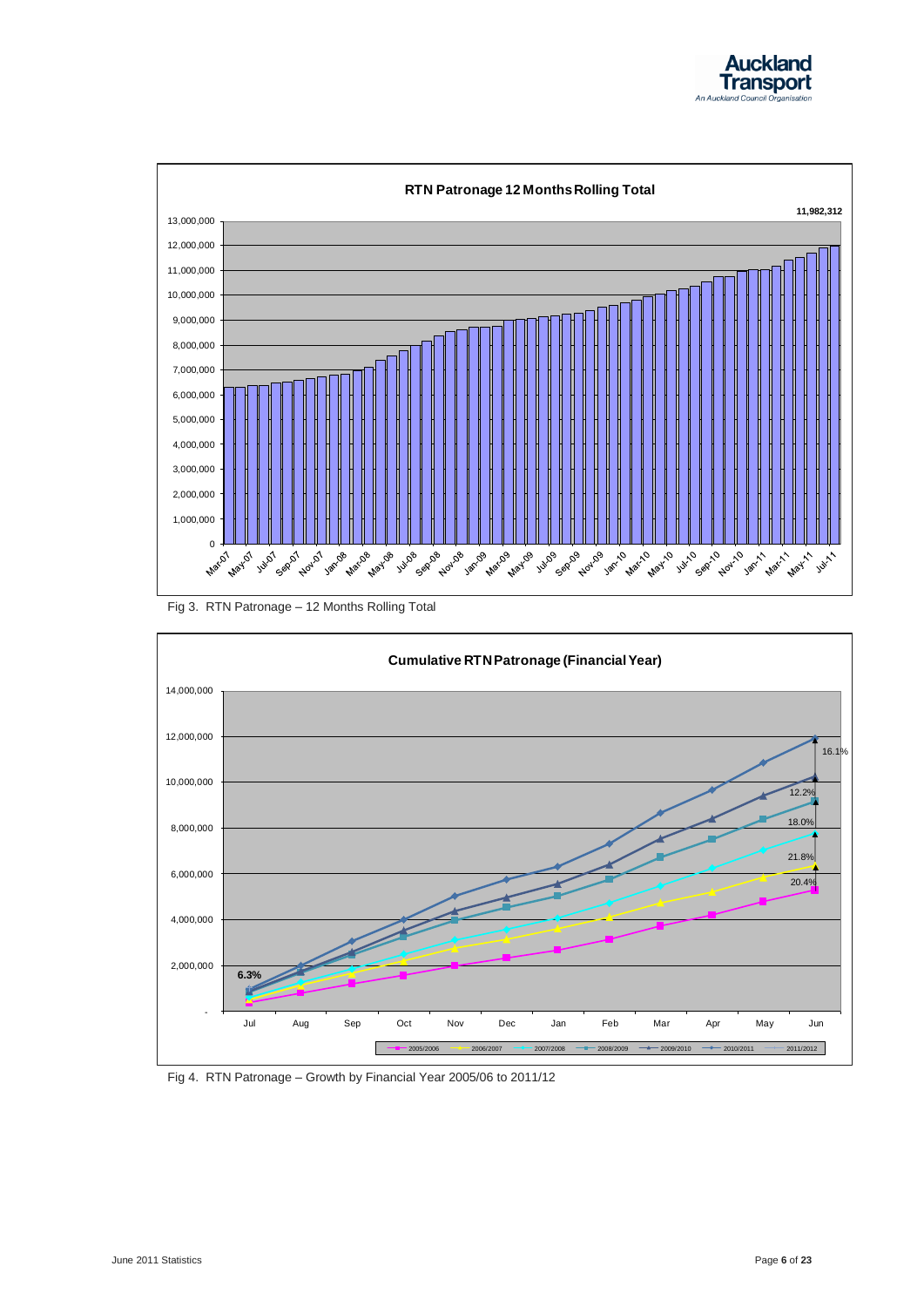**RTN Patronage 12 Months Rolling Total**

11,982,312

Fig 3. RTN Patronage – 12 Months Rolling Total

**Cumulative RTN Patronage (Financial Year)**

6.3%

16.1%

12.2%

18.0%

21.8%

20.4%

2005/2006 2006/2007 2007/2008 2008/2009 2009/2010 2010/2011 2011/2012

Fig 4. RTN Patronage – Growth by Financial Year 2005/06 to 2011/12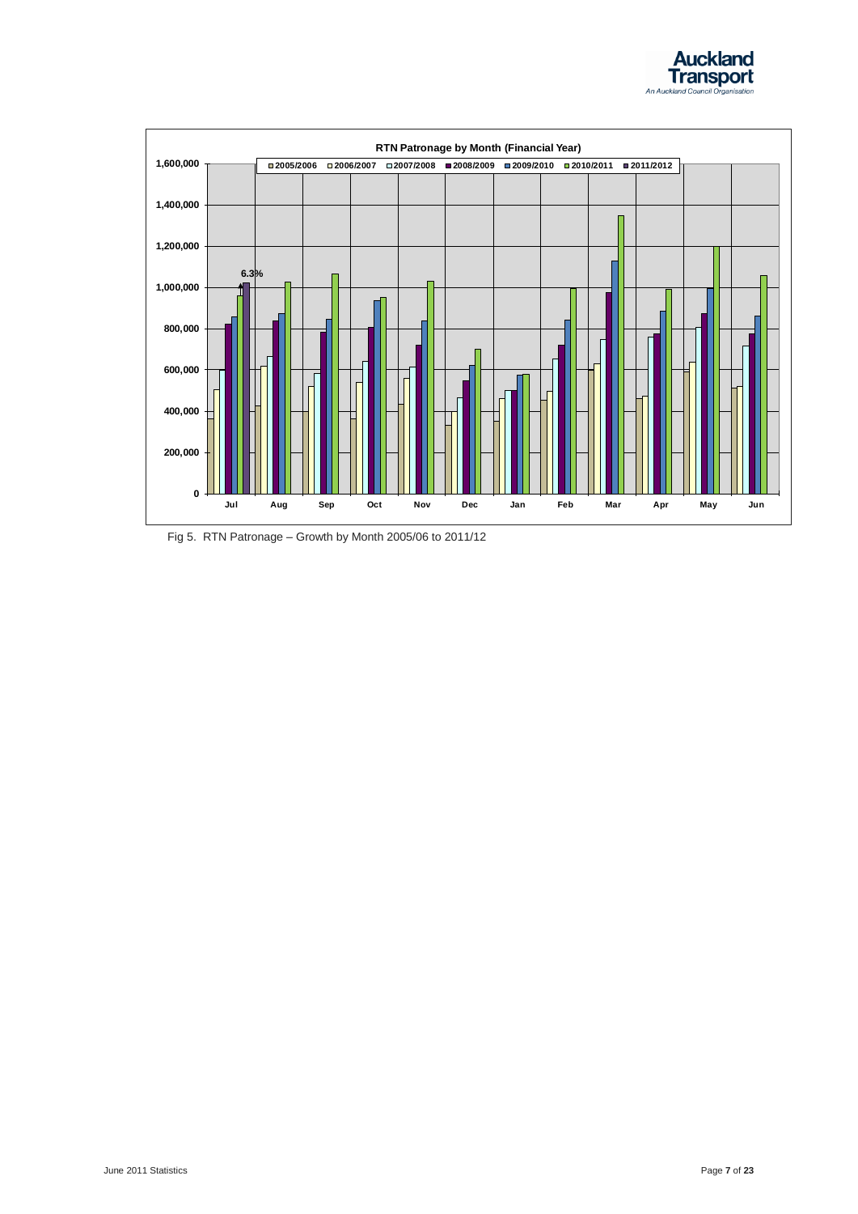RTN Patronage by Month (Financial Year)

Fig 5. RTN Patronage – Growth by Month 2005/06 to 2011/12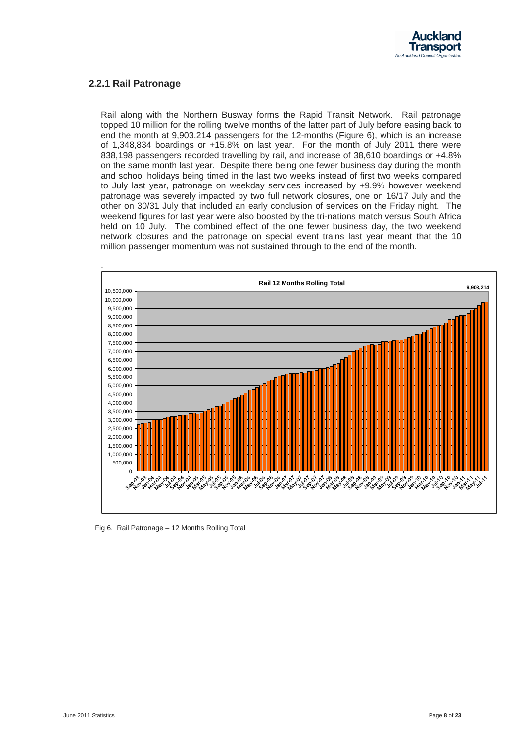### 2.2.1 Rail Patronage

Rail along with the Northern Busway forms the Rapid Transit Network. Rail patronage topped 10 million for the rolling twelve months of the latter part of July before easing back to end the month at 9,903,214 passengers for the 12-months (Figure 6), which is an increase of 1,348,834 boardings or +15.8% on last year. For the month of July 2011 there were 838,198 passengers recorded travelling by rail, and increase of 38,610 boardings or +4.8% on the same month last year. Despite there being one fewer business day during the month and school holidays being timed in the last two weeks instead of first two weeks compared to July last year, patronage on weekday services increased by +9.9% however weekend patronage was severely impacted by two full network closures, one on 16/17 July and the other on 30/31 July that included an early conclusion of services on the Friday night. The weekend figures for last year were also boosted by the tri-nations match versus South Africa held on 10 July. The combined effect of the one fewer business day, the two weekend network closures and the patronage on special event trains last year meant that the 10 million passenger momentum was not sustained through to the end of the month.

Fig 6. Rail Patronage – 12 Months Rolling Total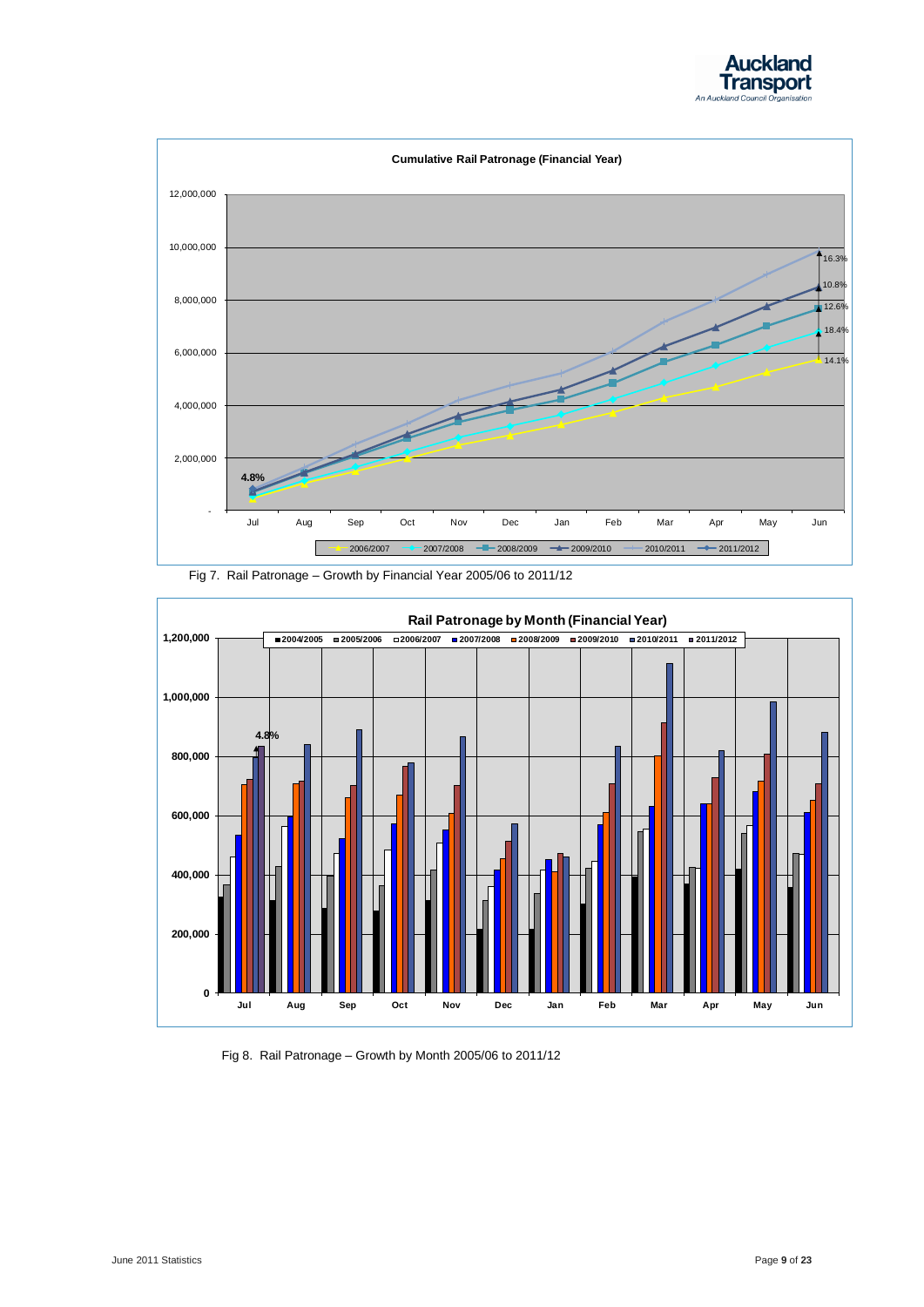**Cumulative Rail Patronage (Financial Year)**

Fig 7. Rail Patronage – Growth by Financial Year 2005/06 to 2011/12

**Rail Patronage by Month (Financial Year)**

Fig 8. Rail Patronage – Growth by Month 2005/06 to 2011/12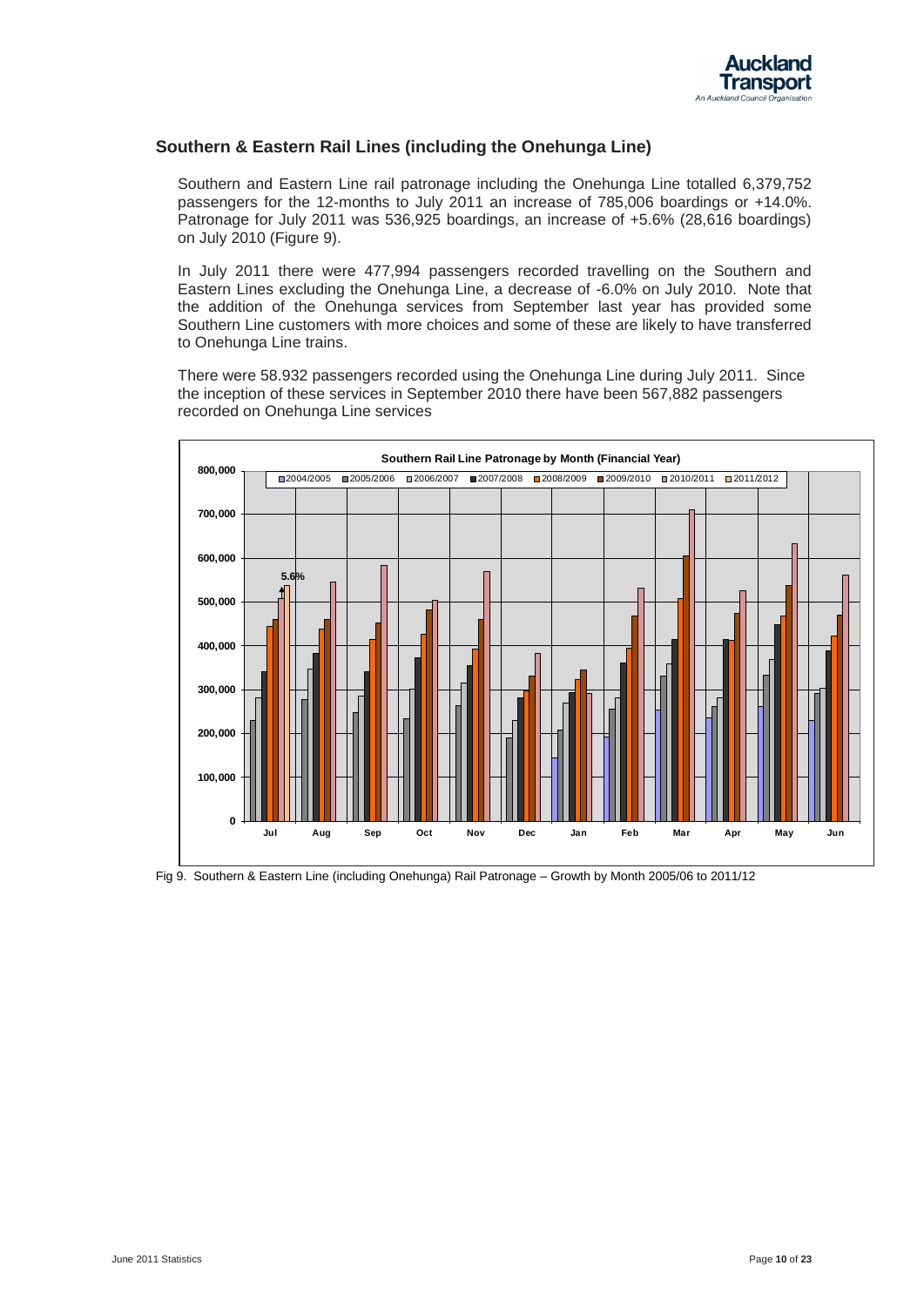## Southern & Eastern Rail Lines (including the Onehunga Line)

Southern and Eastern Line rail patronage including the Onehunga Line totalled 6,379,752 passengers for the 12-months to July 2011 an increase of 785,006 boardings or +14.0%. Patronage for July 2011 was 536,925 boardings, an increase of +5.6% (28,616 boardings) on July 2010 (Figure 9).

In July 2011 there were 477,994 passengers recorded travelling on the Southern and Eastern Lines excluding the Onehunga Line, a decrease of -6.0% on July 2010. Note that the addition of the Onehunga services from September last year has provided some Southern Line customers with more choices and some of these are likely to have transferred to Onehunga Line trains.

There were 58.932 passengers recorded using the Onehunga Line during July 2011. Since the inception of these services in September 2010 there have been 567,882 passengers recorded on Onehunga Line services

Fig 9. Southern & Eastern Line (including Onehunga) Rail Patronage – Growth by Month 2005/06 to 2011/12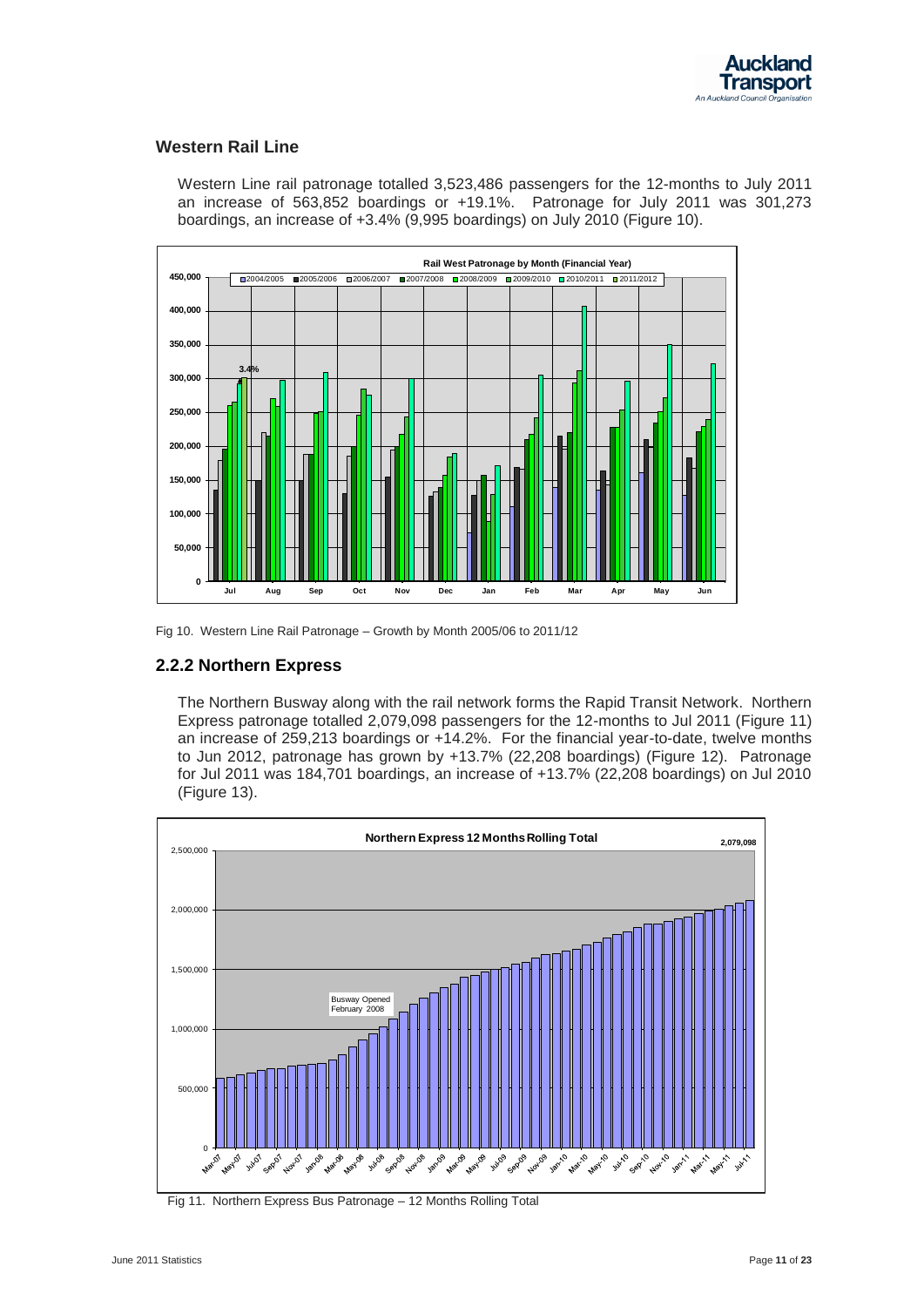### Western Rail Line

Western Line rail patronage totalled 3,523,486 passengers for the 12-months to July 2011 an increase of 563,852 boardings or +19.1%. Patronage for July 2011 was 301,273 boardings, an increase of +3.4% (9,995 boardings) on July 2010 (Figure 10).

Fig 10. Western Line Rail Patronage – Growth by Month 2005/06 to 2011/12

## 2.2.2 Northern Express

The Northern Busway along with the rail network forms the Rapid Transit Network. Northern Express patronage totalled 2,079,098 passengers for the 12-months to Jul 2011 (Figure 11) an increase of 259,213 boardings or +14.2%. For the financial year-to-date, twelve months to Jun 2012, patronage has grown by +13.7% (22,208 boardings) (Figure 12). Patronage for Jul 2011 was 184,701 boardings, an increase of +13.7% (22,208 boardings) on Jul 2010 (Figure 13).

Fig 11. Northern Express Bus Patronage – 12 Months Rolling Total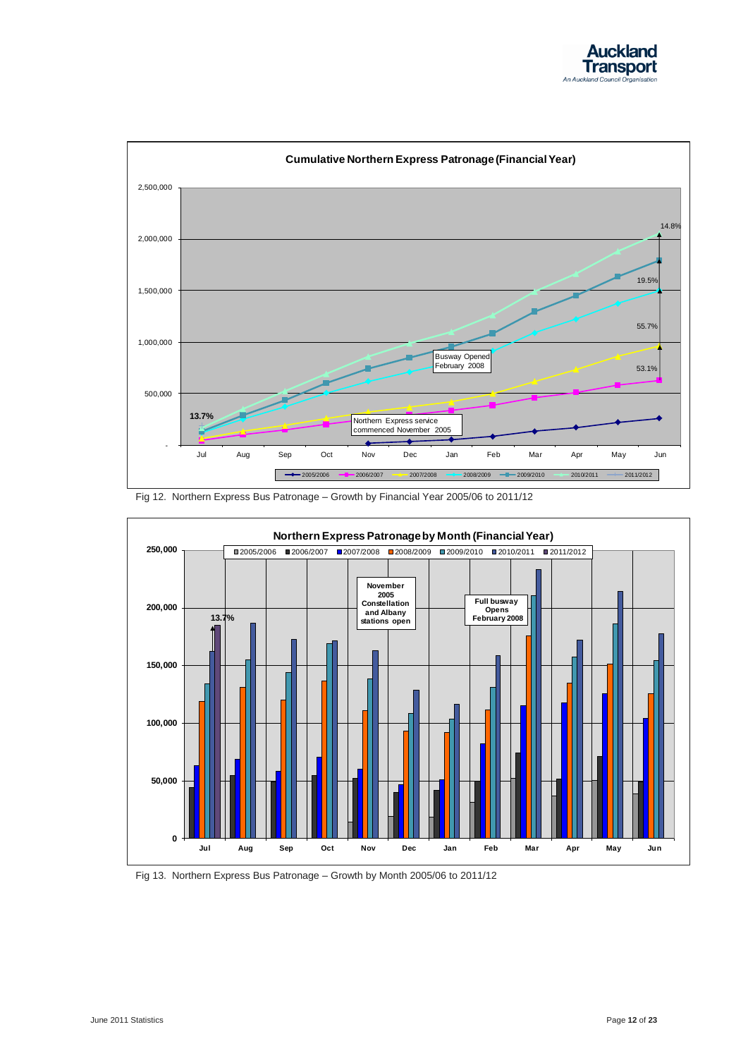Fig 12. Northern Express Bus Patronage – Growth by Financial Year 2005/06 to 2011/12

Fig 13. Northern Express Bus Patronage – Growth by Month 2005/06 to 2011/12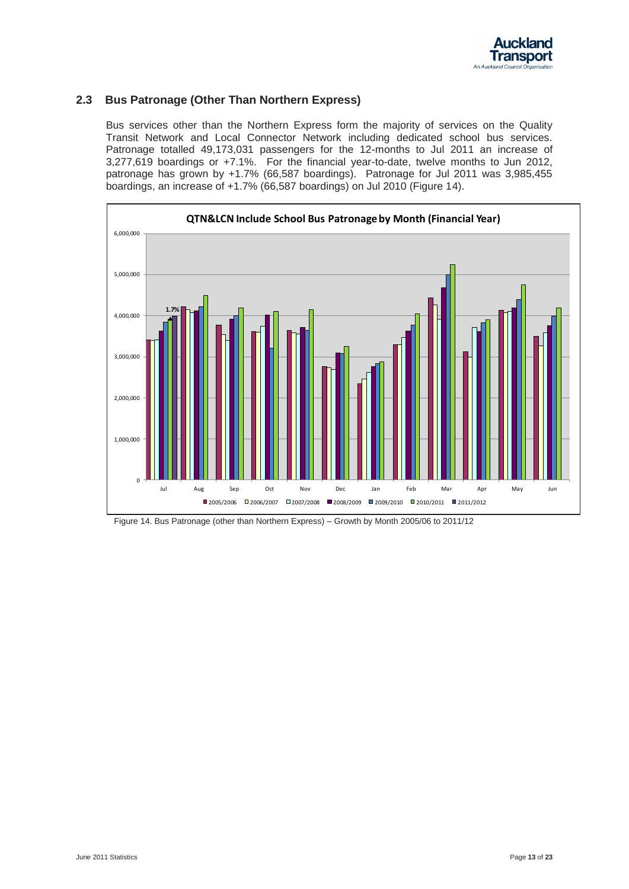## 2.3 Bus Patronage (Other Than Northern Express)

Bus services other than the Northern Express form the majority of services on the Quality Transit Network and Local Connector Network including dedicated school bus services. Patronage totalled 49,173,031 passengers for the 12-months to Jul 2011 an increase of 3,277,619 boardings or +7.1%. For the financial year-to-date, twelve months to Jun 2012, patronage has grown by +1.7% (66,587 boardings). Patronage for Jul 2011 was 3,985,455 boardings, an increase of +1.7% (66,587 boardings) on Jul 2010 (Figure 14).

Figure 14. Bus Patronage (other than Northern Express) – Growth by Month 2005/06 to 2011/12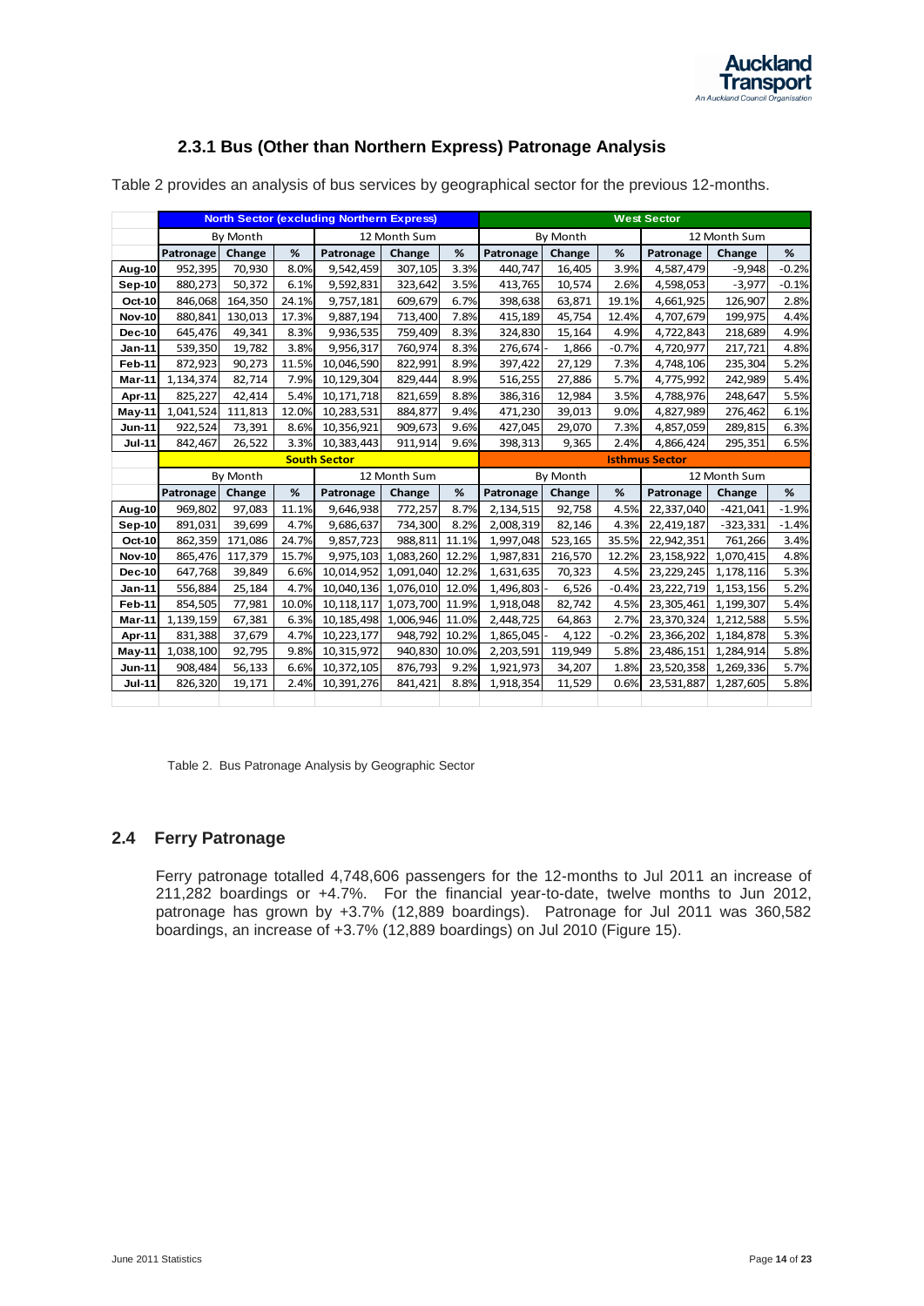### 2.3.1 Bus (Other than Northern Express) Patronage Analysis

Table 2 provides an analysis of bus services by geographical sector for the previous 12-months.

| | North Sector (excluding Northern Express) | | | | | | West Sector | | | | | |
|---|---|---|---|---|---|---|---|---|---|---|---|---|
| | By Month | | | 12 Month Sum | | | By Month | | | 12 Month Sum | | |
| | Patronage | Change | % | Patronage | Change | % | Patronage | Change | % | Patronage | Change | % |
| Aug-10 | 952,395 | 70,930 | 8.0% | 9,542,459 | 307,105 | 3.3% | 440,747 | 16,405 | 3.9% | 4,587,479 | -9,948 | -0.2% |
| Sep-10 | 880,273 | 50,372 | 6.1% | 9,592,831 | 323,642 | 3.5% | 413,765 | 10,574 | 2.6% | 4,598,053 | -3,977 | -0.1% |
| Oct-10 | 846,068 | 164,350 | 24.1% | 9,757,181 | 609,679 | 6.7% | 398,638 | 63,871 | 19.1% | 4,661,925 | 126,907 | 2.8% |
| Nov-10 | 880,841 | 130,013 | 17.3% | 9,887,194 | 713,400 | 7.8% | 415,189 | 45,754 | 12.4% | 4,707,679 | 199,975 | 4.4% |
| Dec-10 | 645,476 | 49,341 | 8.3% | 9,936,535 | 759,409 | 8.3% | 324,830 | 15,164 | 4.9% | 4,722,843 | 218,689 | 4.9% |
| Jan-11 | 539,350 | 19,782 | 3.8% | 9,956,317 | 760,974 | 8.3% | 276,674 | -1,866 | -0.7% | 4,720,977 | 217,721 | 4.8% |
| Feb-11 | 872,923 | 90,273 | 11.5% | 10,046,590 | 822,991 | 8.9% | 397,422 | 27,129 | 7.3% | 4,748,106 | 235,304 | 5.2% |
| Mar-11 | 1,134,374 | 82,714 | 7.9% | 10,129,304 | 829,444 | 8.9% | 516,255 | 27,886 | 5.7% | 4,775,992 | 242,989 | 5.4% |
| Apr-11 | 825,227 | 42,414 | 5.4% | 10,171,718 | 821,659 | 8.8% | 386,316 | 12,984 | 3.5% | 4,788,976 | 248,647 | 5.5% |
| May-11 | 1,041,524 | 111,813 | 12.0% | 10,283,531 | 884,877 | 9.4% | 471,230 | 39,013 | 9.0% | 4,827,989 | 276,462 | 6.1% |
| Jun-11 | 922,524 | 73,391 | 8.6% | 10,356,921 | 909,673 | 9.6% | 427,045 | 29,070 | 7.3% | 4,857,059 | 289,815 | 6.3% |
| Jul-11 | 842,467 | 26,522 | 3.3% | 10,383,443 | 911,914 | 9.6% | 398,313 | 9,365 | 2.4% | 4,866,424 | 295,351 | 6.5% |
| | South Sector | | | | | | Isthmus Sector | | | | | |
| | By Month | | | 12 Month Sum | | | By Month | | | 12 Month Sum | | |
| | Patronage | Change | % | Patronage | Change | % | Patronage | Change | % | Patronage | Change | % |
| Aug-10 | 969,802 | 97,083 | 11.1% | 9,646,938 | 772,257 | 8.7% | 2,134,515 | 92,758 | 4.5% | 22,337,040 | -421,041 | -1.9% |
| Sep-10 | 891,031 | 39,699 | 4.7% | 9,686,637 | 734,300 | 8.2% | 2,008,319 | 82,146 | 4.3% | 22,419,187 | -323,331 | -1.4% |
| Oct-10 | 862,359 | 171,086 | 24.7% | 9,857,723 | 988,811 | 11.1% | 1,997,048 | 523,165 | 35.5% | 22,942,351 | 761,266 | 3.4% |
| Nov-10 | 865,476 | 117,379 | 15.7% | 9,975,103 | 1,083,260 | 12.2% | 1,987,831 | 216,570 | 12.2% | 23,158,922 | 1,070,415 | 4.8% |
| Dec-10 | 647,768 | 39,849 | 6.6% | 10,014,952 | 1,091,040 | 12.2% | 1,631,635 | 70,323 | 4.5% | 23,229,245 | 1,178,116 | 5.3% |
| Jan-11 | 556,884 | 25,184 | 4.7% | 10,040,136 | 1,076,010 | 12.0% | 1,496,803 | -6,526 | -0.4% | 23,222,719 | 1,153,156 | 5.2% |
| Feb-11 | 854,505 | 77,981 | 10.0% | 10,118,117 | 1,073,700 | 11.9% | 1,918,048 | 82,742 | 4.5% | 23,305,461 | 1,199,307 | 5.4% |
| Mar-11 | 1,139,159 | 67,381 | 6.3% | 10,185,498 | 1,006,946 | 11.0% | 2,448,725 | 64,863 | 2.7% | 23,370,324 | 1,212,588 | 5.5% |
| Apr-11 | 831,388 | 37,679 | 4.7% | 10,223,177 | 948,792 | 10.2% | 1,865,045 | -4,122 | -0.2% | 23,366,202 | 1,184,878 | 5.3% |
| May-11 | 1,038,100 | 92,795 | 9.8% | 10,315,972 | 940,830 | 10.0% | 2,203,591 | 119,949 | 5.8% | 23,486,151 | 1,284,914 | 5.8% |
| Jun-11 | 908,484 | 56,133 | 6.6% | 10,372,105 | 876,793 | 9.2% | 1,921,973 | 34,207 | 1.8% | 23,520,358 | 1,269,336 | 5.7% |
| Jul-11 | 826,320 | 19,171 | 2.4% | 10,391,276 | 841,421 | 8.8% | 1,918,354 | 11,529 | 0.6% | 23,531,887 | 1,287,605 | 5.8% |

Table 2. Bus Patronage Analysis by Geographic Sector

## 2.4 Ferry Patronage

Ferry patronage totalled 4,748,606 passengers for the 12-months to Jul 2011 an increase of 211,282 boardings or +4.7%. For the financial year-to-date, twelve months to Jun 2012, patronage has grown by +3.7% (12,889 boardings). Patronage for Jul 2011 was 360,582 boardings, an increase of +3.7% (12,889 boardings) on Jul 2010 (Figure 15).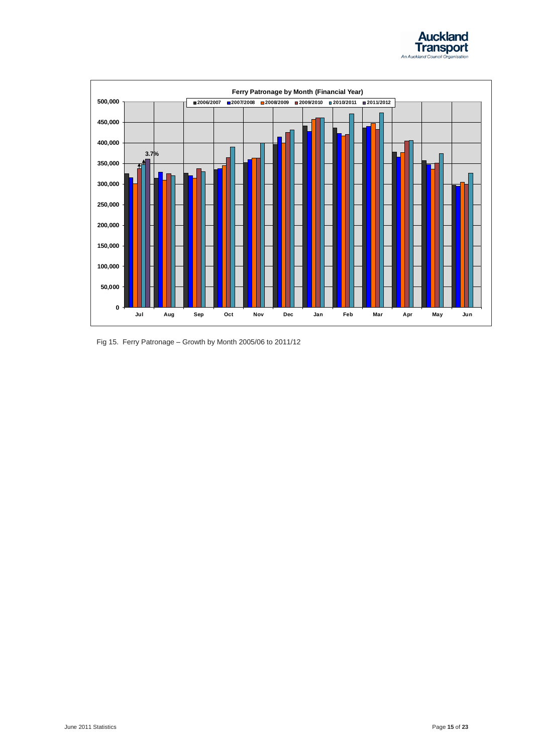**Ferry Patronage by Month (Financial Year)**

Legend: 2006/2007, 2007/2008, 2008/2009, 2009/2010, 2010/2011, 2011/2012

Y-axis: 0 to 500,000 (increments of 50,000)

X-axis: Jul, Aug, Sep, Oct, Nov, Dec, Jan, Feb, Mar, Apr, May, Jun

Annotation (Jul): 3.7%

Fig 15. Ferry Patronage – Growth by Month 2005/06 to 2011/12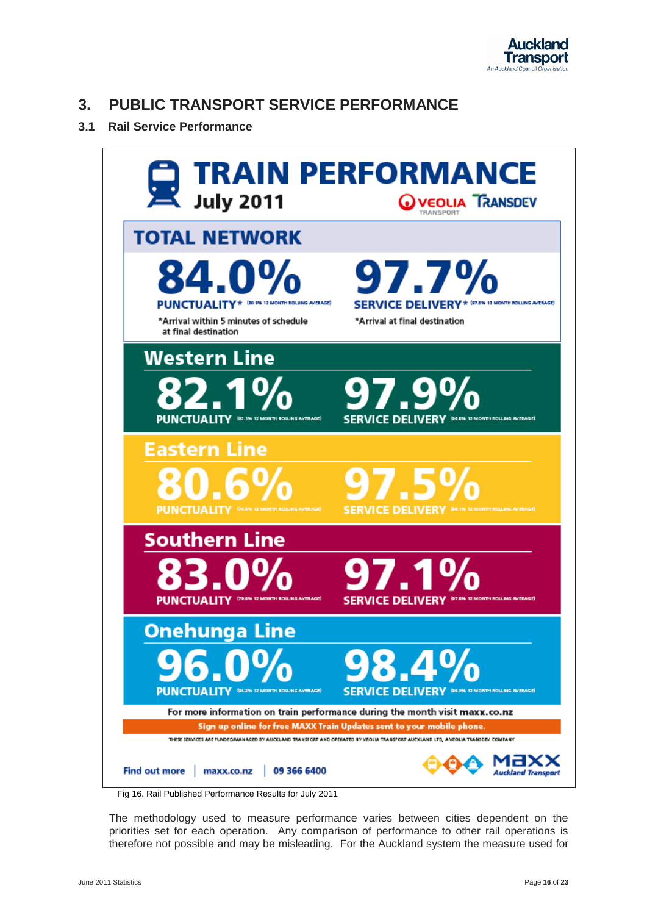## 3. PUBLIC TRANSPORT SERVICE PERFORMANCE

### 3.1 Rail Service Performance

**TRAIN PERFORMANCE**
**July 2011**

VEOLIA TRANSPORT TRANSDEV

**TOTAL NETWORK**

| | Punctuality* | Service Delivery* |
|---|---|---|
| Total Network | 84.0% (80.9% 12 month rolling average) | 97.7% (97.6% 12 month rolling average) |
| Western Line | 82.1% (82.1% 12 month rolling average) | 97.9% (96.8% 12 month rolling average) |
| Eastern Line | 80.6% (74.8% 12 month rolling average) | 97.5% (98.1% 12 month rolling average) |
| Southern Line | 83.0% (79.0% 12 month rolling average) | 97.1% (97.8% 12 month rolling average) |
| Onehunga Line | 96.0% (84.2% 12 month rolling average) | 98.4% (98.3% 12 month rolling average) |

*Punctuality: Arrival within 5 minutes of schedule at final destination

*Service Delivery: Arrival at final destination

For more information on train performance during the month visit maxx.co.nz

Sign up online for free MAXX Train Updates sent to your mobile phone.

THESE SERVICES ARE FUNDED/MANAGED BY AUCKLAND TRANSPORT AND OPERATED BY VEOLIA TRANSPORT AUCKLAND LTD, A VEOLIA TRANSDEV COMPANY

Find out more | maxx.co.nz | 09 366 6400

MAXX Auckland Transport

Fig 16. Rail Published Performance Results for July 2011

The methodology used to measure performance varies between cities dependent on the priorities set for each operation. Any comparison of performance to other rail operations is therefore not possible and may be misleading. For the Auckland system the measure used for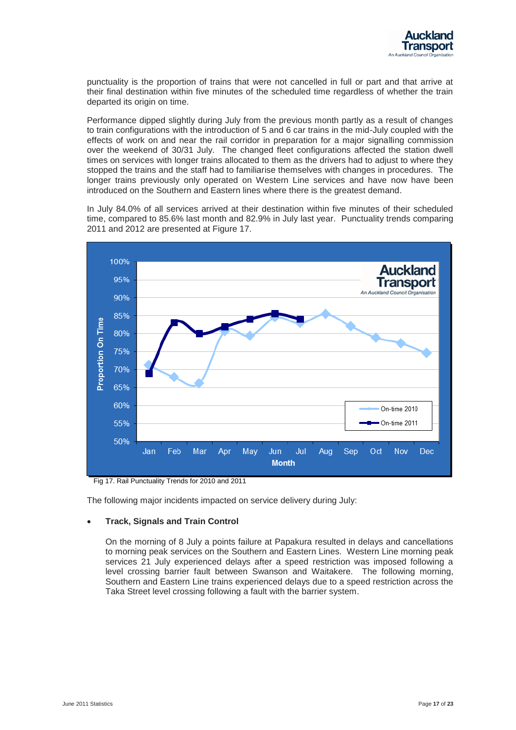punctuality is the proportion of trains that were not cancelled in full or part and that arrive at their final destination within five minutes of the scheduled time regardless of whether the train departed its origin on time.

Performance dipped slightly during July from the previous month partly as a result of changes to train configurations with the introduction of 5 and 6 car trains in the mid-July coupled with the effects of work on and near the rail corridor in preparation for a major signalling commission over the weekend of 30/31 July. The changed fleet configurations affected the station dwell times on services with longer trains allocated to them as the drivers had to adjust to where they stopped the trains and the staff had to familiarise themselves with changes in procedures. The longer trains previously only operated on Western Line services and have now have been introduced on the Southern and Eastern lines where there is the greatest demand.

In July 84.0% of all services arrived at their destination within five minutes of their scheduled time, compared to 85.6% last month and 82.9% in July last year. Punctuality trends comparing 2011 and 2012 are presented at Figure 17.

Fig 17. Rail Punctuality Trends for 2010 and 2011

The following major incidents impacted on service delivery during July:

- **Track, Signals and Train Control**

  On the morning of 8 July a points failure at Papakura resulted in delays and cancellations to morning peak services on the Southern and Eastern Lines. Western Line morning peak services 21 July experienced delays after a speed restriction was imposed following a level crossing barrier fault between Swanson and Waitakere. The following morning, Southern and Eastern Line trains experienced delays due to a speed restriction across the Taka Street level crossing following a fault with the barrier system.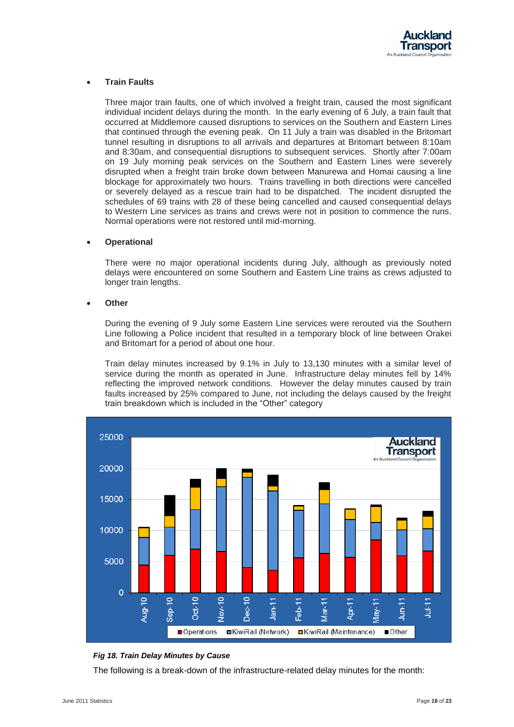- **Train Faults**

  Three major train faults, one of which involved a freight train, caused the most significant individual incident delays during the month. In the early evening of 6 July, a train fault that occurred at Middlemore caused disruptions to services on the Southern and Eastern Lines that continued through the evening peak. On 11 July a train was disabled in the Britomart tunnel resulting in disruptions to all arrivals and departures at Britomart between 8:10am and 8:30am, and consequential disruptions to subsequent services. Shortly after 7:00am on 19 July morning peak services on the Southern and Eastern Lines were severely disrupted when a freight train broke down between Manurewa and Homai causing a line blockage for approximately two hours. Trains travelling in both directions were cancelled or severely delayed as a rescue train had to be dispatched. The incident disrupted the schedules of 69 trains with 28 of these being cancelled and caused consequential delays to Western Line services as trains and crews were not in position to commence the runs. Normal operations were not restored until mid-morning.

- **Operational**

  There were no major operational incidents during July, although as previously noted delays were encountered on some Southern and Eastern Line trains as crews adjusted to longer train lengths.

- **Other**

  During the evening of 9 July some Eastern Line services were rerouted via the Southern Line following a Police incident that resulted in a temporary block of line between Orakei and Britomart for a period of about one hour.

  Train delay minutes increased by 9.1% in July to 13,130 minutes with a similar level of service during the month as operated in June. Infrastructure delay minutes fell by 14% reflecting the improved network conditions. However the delay minutes caused by train faults increased by 25% compared to June, not including the delays caused by the freight train breakdown which is included in the "Other" category

***Fig 18. Train Delay Minutes by Cause***

The following is a break-down of the infrastructure-related delay minutes for the month: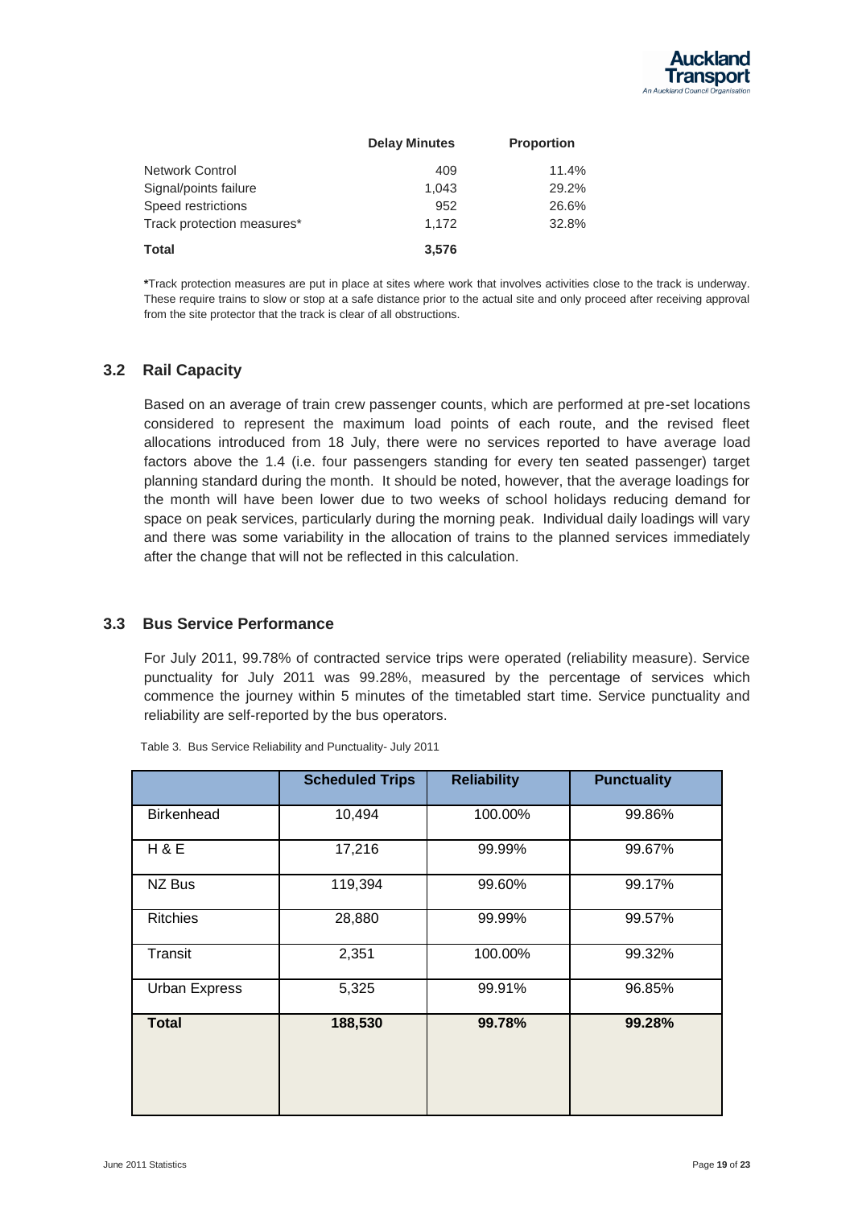| | Delay Minutes | Proportion |
|---|---|---|
| Network Control | 409 | 11.4% |
| Signal/points failure | 1,043 | 29.2% |
| Speed restrictions | 952 | 26.6% |
| Track protection measures* | 1,172 | 32.8% |
| **Total** | **3,576** | |

***Track protection measures are put in place at sites where work that involves activities close to the track is underway. These require trains to slow or stop at a safe distance prior to the actual site and only proceed after receiving approval from the site protector that the track is clear of all obstructions.

## 3.2 Rail Capacity

Based on an average of train crew passenger counts, which are performed at pre-set locations considered to represent the maximum load points of each route, and the revised fleet allocations introduced from 18 July, there were no services reported to have average load factors above the 1.4 (i.e. four passengers standing for every ten seated passenger) target planning standard during the month. It should be noted, however, that the average loadings for the month will have been lower due to two weeks of school holidays reducing demand for space on peak services, particularly during the morning peak. Individual daily loadings will vary and there was some variability in the allocation of trains to the planned services immediately after the change that will not be reflected in this calculation.

## 3.3 Bus Service Performance

For July 2011, 99.78% of contracted service trips were operated (reliability measure). Service punctuality for July 2011 was 99.28%, measured by the percentage of services which commence the journey within 5 minutes of the timetabled start time. Service punctuality and reliability are self-reported by the bus operators.

Table 3. Bus Service Reliability and Punctuality- July 2011

| | Scheduled Trips | Reliability | Punctuality |
|---|---|---|---|
| Birkenhead | 10,494 | 100.00% | 99.86% |
| H & E | 17,216 | 99.99% | 99.67% |
| NZ Bus | 119,394 | 99.60% | 99.17% |
| Ritchies | 28,880 | 99.99% | 99.57% |
| Transit | 2,351 | 100.00% | 99.32% |
| Urban Express | 5,325 | 99.91% | 96.85% |
| **Total** | **188,530** | **99.78%** | **99.28%** |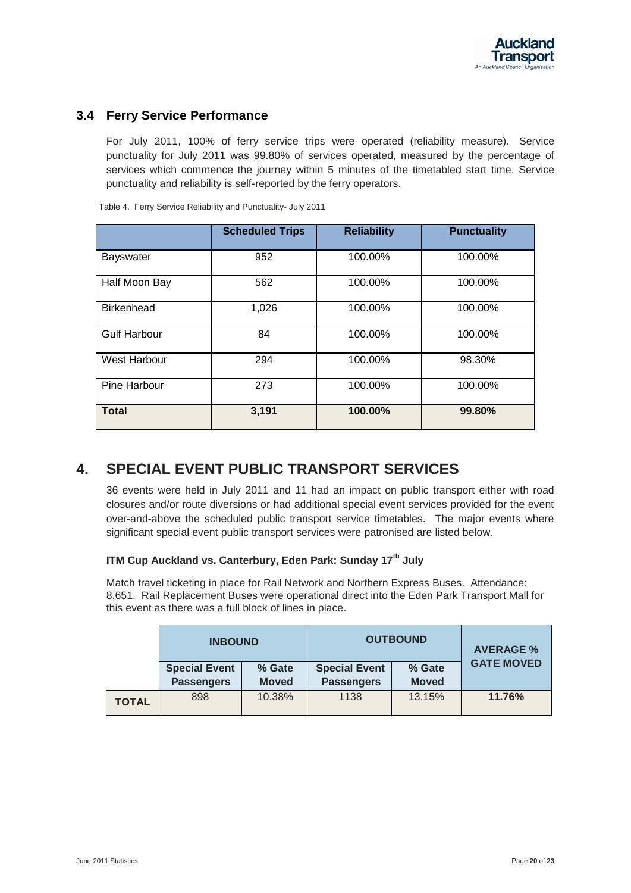### 3.4 Ferry Service Performance

For July 2011, 100% of ferry service trips were operated (reliability measure). Service punctuality for July 2011 was 99.80% of services operated, measured by the percentage of services which commence the journey within 5 minutes of the timetabled start time. Service punctuality and reliability is self-reported by the ferry operators.

Table 4. Ferry Service Reliability and Punctuality- July 2011

| | Scheduled Trips | Reliability | Punctuality |
|---|---|---|---|
| Bayswater | 952 | 100.00% | 100.00% |
| Half Moon Bay | 562 | 100.00% | 100.00% |
| Birkenhead | 1,026 | 100.00% | 100.00% |
| Gulf Harbour | 84 | 100.00% | 100.00% |
| West Harbour | 294 | 100.00% | 98.30% |
| Pine Harbour | 273 | 100.00% | 100.00% |
| **Total** | **3,191** | **100.00%** | **99.80%** |

## 4. SPECIAL EVENT PUBLIC TRANSPORT SERVICES

36 events were held in July 2011 and 11 had an impact on public transport either with road closures and/or route diversions or had additional special event services provided for the event over-and-above the scheduled public transport service timetables. The major events where significant special event public transport services were patronised are listed below.

#### ITM Cup Auckland vs. Canterbury, Eden Park: Sunday 17th July

Match travel ticketing in place for Rail Network and Northern Express Buses. Attendance: 8,651. Rail Replacement Buses were operational direct into the Eden Park Transport Mall for this event as there was a full block of lines in place.

| | INBOUND | | OUTBOUND | | AVERAGE % GATE MOVED |
|---|---|---|---|---|---|
| | Special Event Passengers | % Gate Moved | Special Event Passengers | % Gate Moved | |
| **TOTAL** | 898 | 10.38% | 1138 | 13.15% | **11.76%** |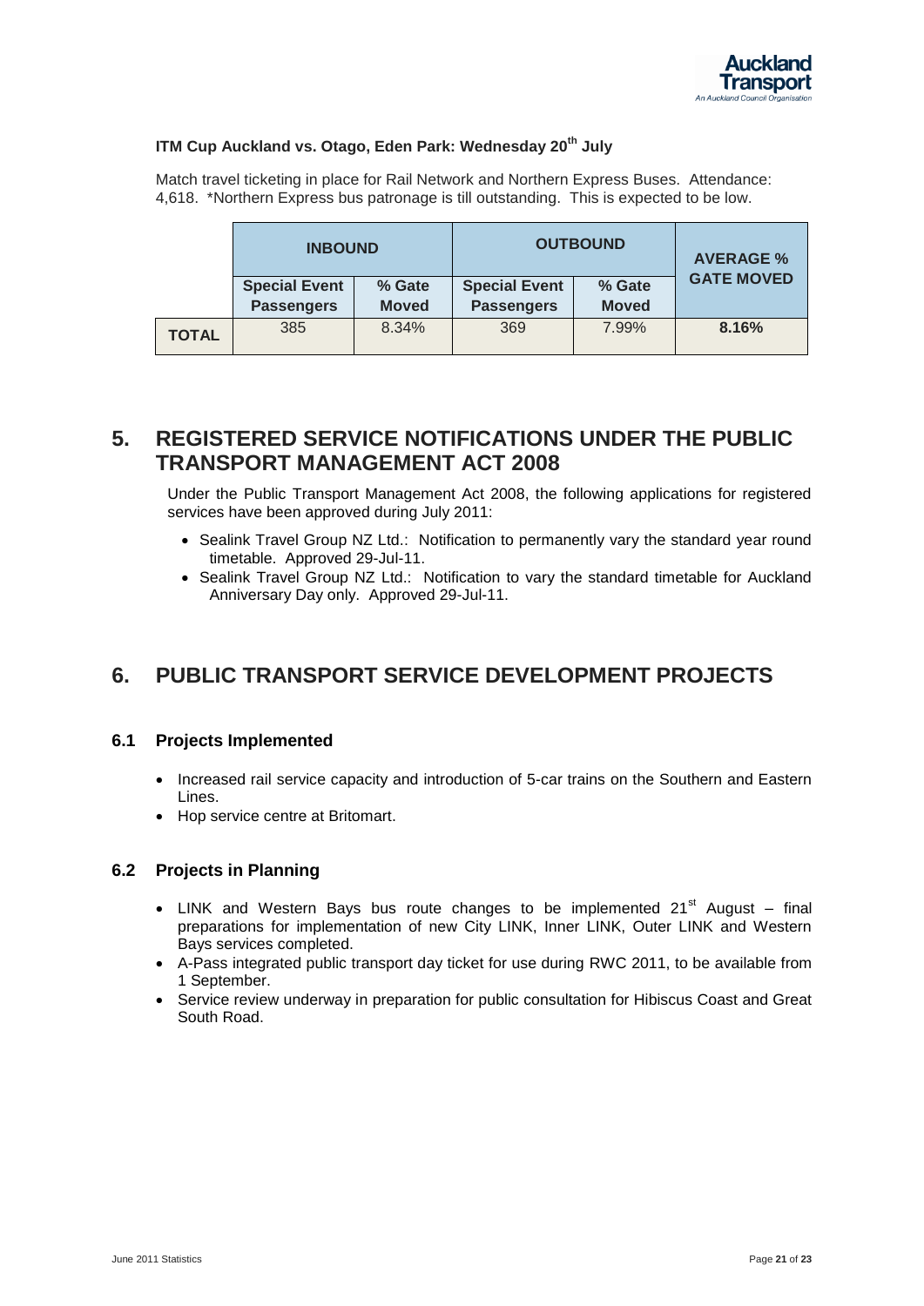**ITM Cup Auckland vs. Otago, Eden Park: Wednesday 20th July**

Match travel ticketing in place for Rail Network and Northern Express Buses. Attendance: 4,618. *Northern Express bus patronage is till outstanding. This is expected to be low.

| | INBOUND | | OUTBOUND | | AVERAGE % GATE MOVED |
|---|---|---|---|---|---|
| | Special Event Passengers | % Gate Moved | Special Event Passengers | % Gate Moved | |
| **TOTAL** | 385 | 8.34% | 369 | 7.99% | **8.16%** |

# 5. REGISTERED SERVICE NOTIFICATIONS UNDER THE PUBLIC TRANSPORT MANAGEMENT ACT 2008

Under the Public Transport Management Act 2008, the following applications for registered services have been approved during July 2011:

- Sealink Travel Group NZ Ltd.: Notification to permanently vary the standard year round timetable. Approved 29-Jul-11.
- Sealink Travel Group NZ Ltd.: Notification to vary the standard timetable for Auckland Anniversary Day only. Approved 29-Jul-11.

# 6. PUBLIC TRANSPORT SERVICE DEVELOPMENT PROJECTS

## 6.1 Projects Implemented

- Increased rail service capacity and introduction of 5-car trains on the Southern and Eastern Lines.
- Hop service centre at Britomart.

## 6.2 Projects in Planning

- LINK and Western Bays bus route changes to be implemented 21st August – final preparations for implementation of new City LINK, Inner LINK, Outer LINK and Western Bays services completed.
- A-Pass integrated public transport day ticket for use during RWC 2011, to be available from 1 September.
- Service review underway in preparation for public consultation for Hibiscus Coast and Great South Road.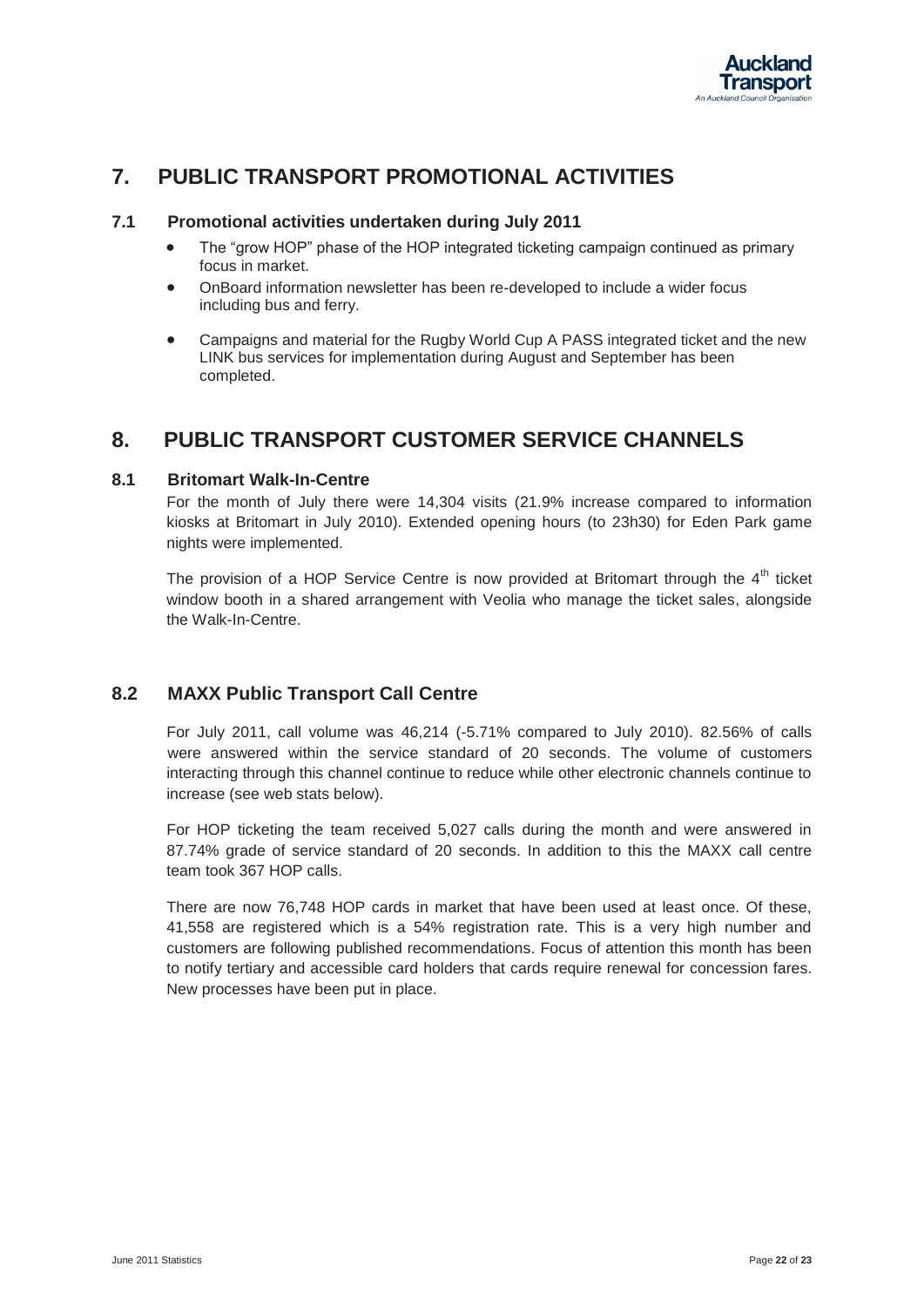# 7. PUBLIC TRANSPORT PROMOTIONAL ACTIVITIES

## 7.1 Promotional activities undertaken during July 2011

- The "grow HOP" phase of the HOP integrated ticketing campaign continued as primary focus in market.
- OnBoard information newsletter has been re-developed to include a wider focus including bus and ferry.
- Campaigns and material for the Rugby World Cup A PASS integrated ticket and the new LINK bus services for implementation during August and September has been completed.

# 8. PUBLIC TRANSPORT CUSTOMER SERVICE CHANNELS

## 8.1 Britomart Walk-In-Centre

For the month of July there were 14,304 visits (21.9% increase compared to information kiosks at Britomart in July 2010). Extended opening hours (to 23h30) for Eden Park game nights were implemented.

The provision of a HOP Service Centre is now provided at Britomart through the 4th ticket window booth in a shared arrangement with Veolia who manage the ticket sales, alongside the Walk-In-Centre.

## 8.2 MAXX Public Transport Call Centre

For July 2011, call volume was 46,214 (-5.71% compared to July 2010). 82.56% of calls were answered within the service standard of 20 seconds. The volume of customers interacting through this channel continue to reduce while other electronic channels continue to increase (see web stats below).

For HOP ticketing the team received 5,027 calls during the month and were answered in 87.74% grade of service standard of 20 seconds. In addition to this the MAXX call centre team took 367 HOP calls.

There are now 76,748 HOP cards in market that have been used at least once. Of these, 41,558 are registered which is a 54% registration rate. This is a very high number and customers are following published recommendations. Focus of attention this month has been to notify tertiary and accessible card holders that cards require renewal for concession fares. New processes have been put in place.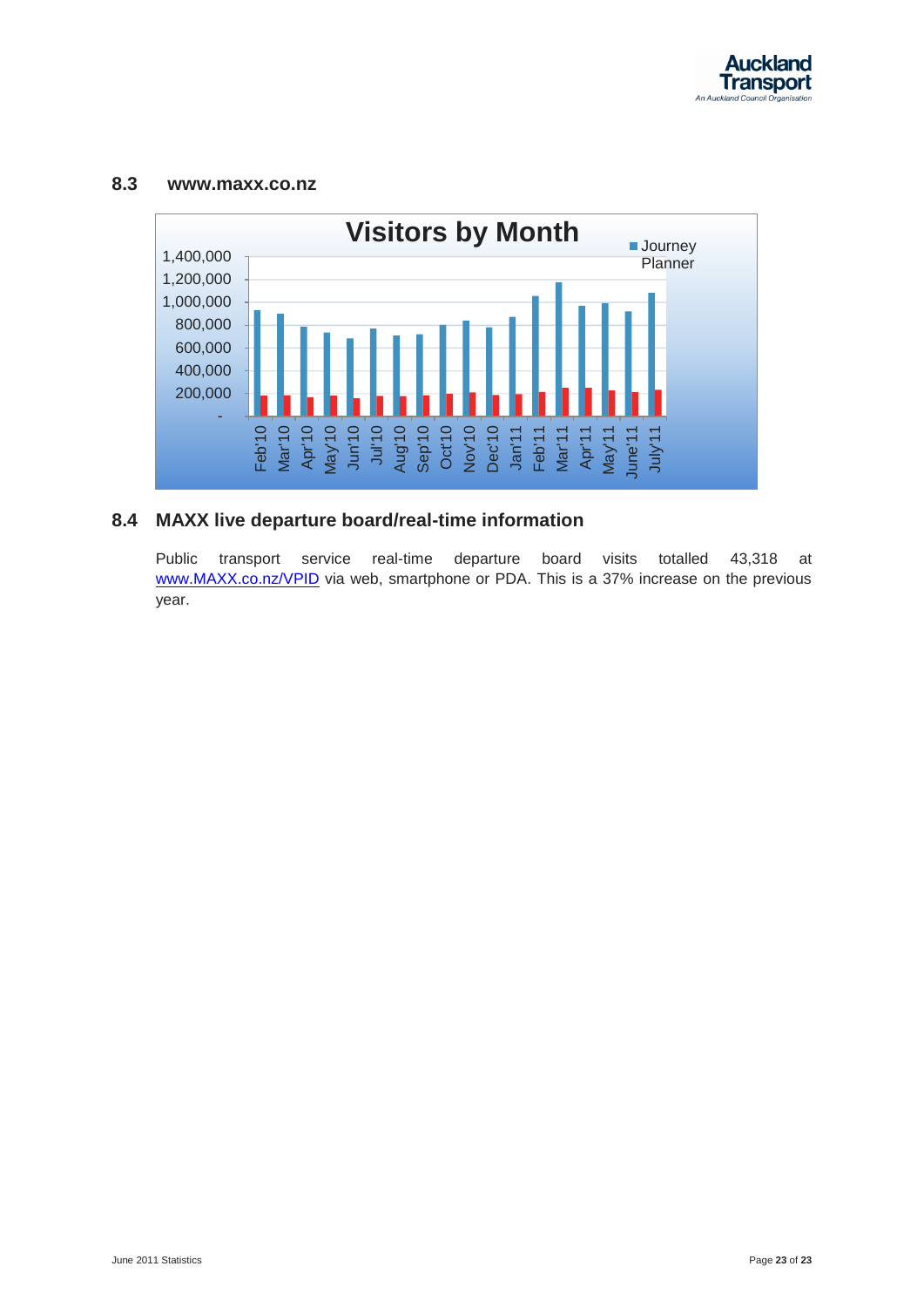## 8.3 www.maxx.co.nz

Visitors by Month

Journey Planner

1,400,000
1,200,000
1,000,000
800,000
600,000
400,000
200,000
-

Feb'10 Mar'10 Apr'10 May'10 Jun'10 Jul'10 Aug'10 Sep'10 Oct'10 Nov'10 Dec'10 Jan'11 Feb'11 Mar'11 Apr'11 May'11 June'11 July'11

## 8.4 MAXX live departure board/real-time information

Public transport service real-time departure board visits totalled 43,318 at www.MAXX.co.nz/VPID via web, smartphone or PDA. This is a 37% increase on the previous year.